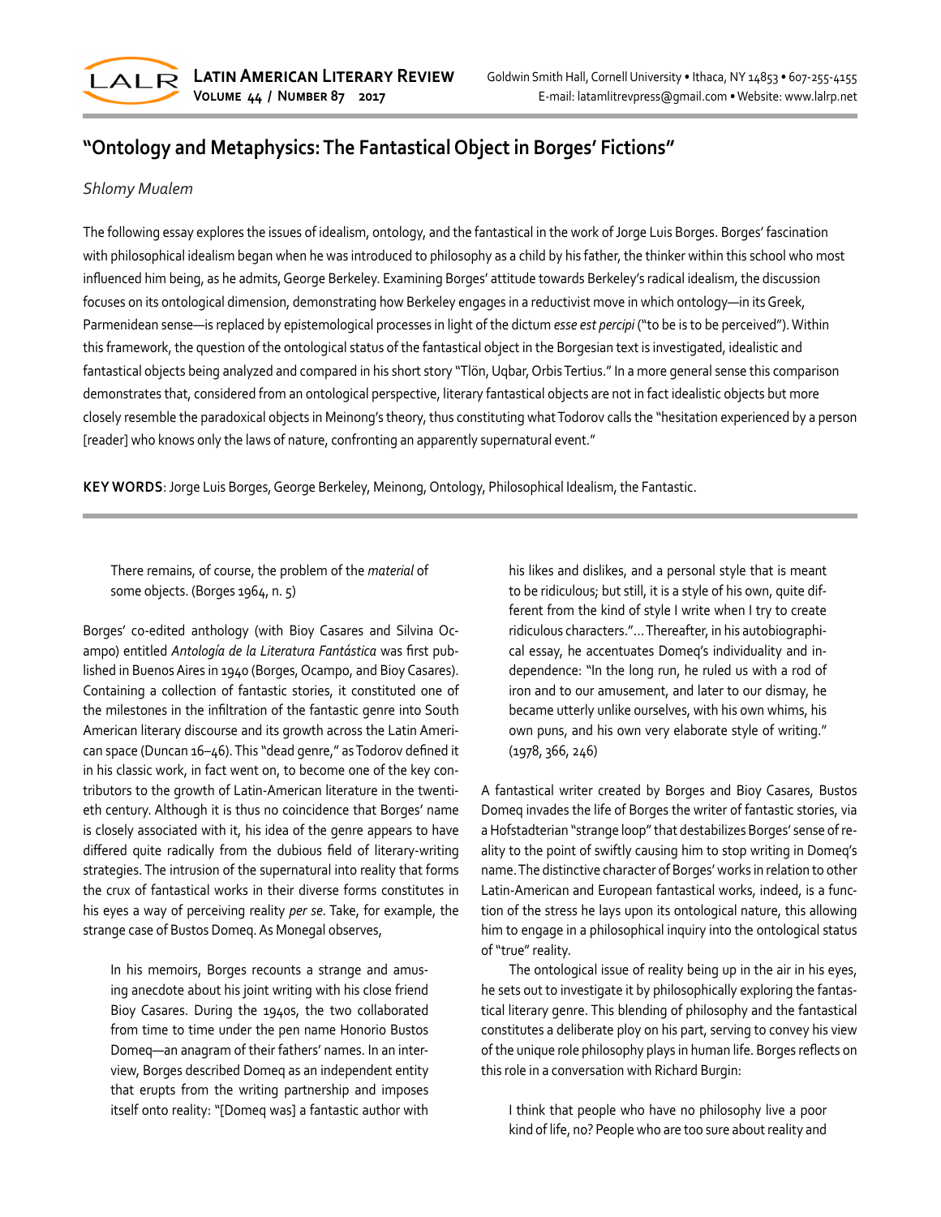# "Ontology and Metaphysics: The Fantastical Object in Borges' Fictions"

*Shlomy Mualem*

The following essay explores the issues of idealism, ontology, and the fantastical in the work of Jorge Luis Borges. Borges' fascination with philosophical idealism began when he was introduced to philosophy as a child by his father, the thinker within this school who most influenced him being, as he admits, George Berkeley. Examining Borges' attitude towards Berkeley's radical idealism, the discussion focuses on its ontological dimension, demonstrating how Berkeley engages in a reductivist move in which ontology—in its Greek, Parmenidean sense—is replaced by epistemological processes in light of the dictum *esse est percipi* ("to be is to be perceived"). Within this framework, the question of the ontological status of the fantastical object in the Borgesian text is investigated, idealistic and fantastical objects being analyzed and compared in his short story "Tlön, Uqbar, Orbis Tertius." In a more general sense this comparison demonstrates that, considered from an ontological perspective, literary fantastical objects are not in fact idealistic objects but more closely resemble the paradoxical objects in Meinong's theory, thus constituting what Todorov calls the "hesitation experienced by a person [reader] who knows only the laws of nature, confronting an apparently supernatural event."

**KEY WORDS**: Jorge Luis Borges, George Berkeley, Meinong, Ontology, Philosophical Idealism, the Fantastic.

---

> There remains, of course, the problem of the *material* of some objects. (Borges 1964, n. 5)

Borges' co-edited anthology (with Bioy Casares and Silvina Ocampo) entitled *Antología de la Literatura Fantástica* was first published in Buenos Aires in 1940 (Borges, Ocampo, and Bioy Casares). Containing a collection of fantastic stories, it constituted one of the milestones in the infiltration of the fantastic genre into South American literary discourse and its growth across the Latin American space (Duncan 16–46). This "dead genre," as Todorov defined it in his classic work, in fact went on, to become one of the key contributors to the growth of Latin-American literature in the twentieth century. Although it is thus no coincidence that Borges' name is closely associated with it, his idea of the genre appears to have differed quite radically from the dubious field of literary-writing strategies. The intrusion of the supernatural into reality that forms the crux of fantastical works in their diverse forms constitutes in his eyes a way of perceiving reality *per se*. Take, for example, the strange case of Bustos Domeq. As Monegal observes,

> In his memoirs, Borges recounts a strange and amusing anecdote about his joint writing with his close friend Bioy Casares. During the 1940s, the two collaborated from time to time under the pen name Honorio Bustos Domeq—an anagram of their fathers' names. In an interview, Borges described Domeq as an independent entity that erupts from the writing partnership and imposes itself onto reality: "[Domeq was] a fantastic author with his likes and dislikes, and a personal style that is meant to be ridiculous; but still, it is a style of his own, quite different from the kind of style I write when I try to create ridiculous characters."… Thereafter, in his autobiographical essay, he accentuates Domeq's individuality and independence: "In the long run, he ruled us with a rod of iron and to our amusement, and later to our dismay, he became utterly unlike ourselves, with his own whims, his own puns, and his own very elaborate style of writing." (1978, 366, 246)

A fantastical writer created by Borges and Bioy Casares, Bustos Domeq invades the life of Borges the writer of fantastic stories, via a Hofstadterian "strange loop" that destabilizes Borges' sense of reality to the point of swiftly causing him to stop writing in Domeq's name. The distinctive character of Borges' works in relation to other Latin-American and European fantastical works, indeed, is a function of the stress he lays upon its ontological nature, this allowing him to engage in a philosophical inquiry into the ontological status of "true" reality.

The ontological issue of reality being up in the air in his eyes, he sets out to investigate it by philosophically exploring the fantastical literary genre. This blending of philosophy and the fantastical constitutes a deliberate ploy on his part, serving to convey his view of the unique role philosophy plays in human life. Borges reflects on this role in a conversation with Richard Burgin:

> I think that people who have no philosophy live a poor kind of life, no? People who are too sure about reality and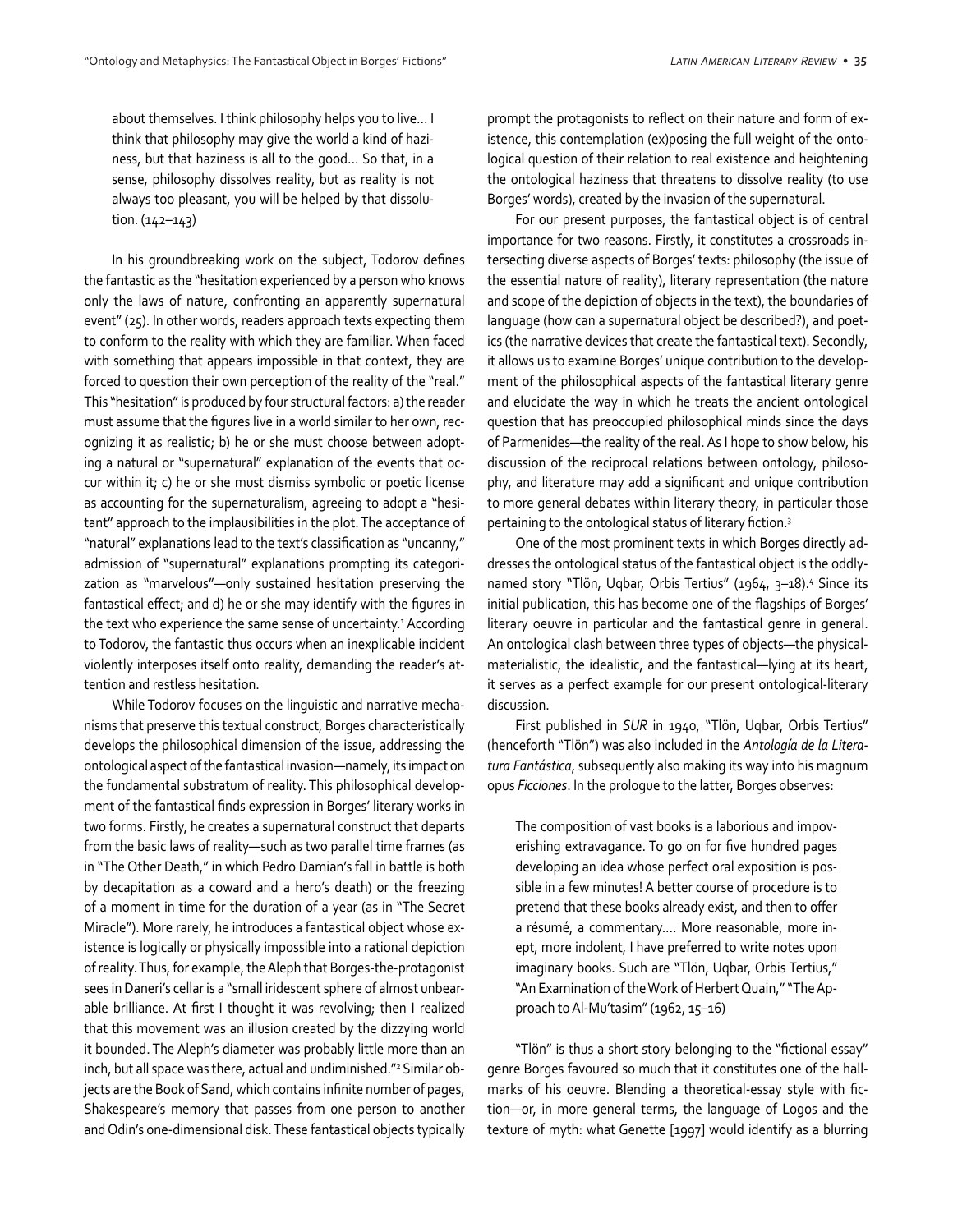about themselves. I think philosophy helps you to live… I think that philosophy may give the world a kind of haziness, but that haziness is all to the good… So that, in a sense, philosophy dissolves reality, but as reality is not always too pleasant, you will be helped by that dissolution. (142–143)

In his groundbreaking work on the subject, Todorov defines the fantastic as the "hesitation experienced by a person who knows only the laws of nature, confronting an apparently supernatural event" (25). In other words, readers approach texts expecting them to conform to the reality with which they are familiar. When faced with something that appears impossible in that context, they are forced to question their own perception of the reality of the "real." This "hesitation" is produced by four structural factors: a) the reader must assume that the figures live in a world similar to her own, recognizing it as realistic; b) he or she must choose between adopting a natural or "supernatural" explanation of the events that occur within it; c) he or she must dismiss symbolic or poetic license as accounting for the supernaturalism, agreeing to adopt a "hesitant" approach to the implausibilities in the plot. The acceptance of "natural" explanations lead to the text's classification as "uncanny," admission of "supernatural" explanations prompting its categorization as "marvelous"—only sustained hesitation preserving the fantastical effect; and d) he or she may identify with the figures in the text who experience the same sense of uncertainty.[1] According to Todorov, the fantastic thus occurs when an inexplicable incident violently interposes itself onto reality, demanding the reader's attention and restless hesitation.

While Todorov focuses on the linguistic and narrative mechanisms that preserve this textual construct, Borges characteristically develops the philosophical dimension of the issue, addressing the ontological aspect of the fantastical invasion—namely, its impact on the fundamental substratum of reality. This philosophical development of the fantastical finds expression in Borges' literary works in two forms. Firstly, he creates a supernatural construct that departs from the basic laws of reality—such as two parallel time frames (as in "The Other Death," in which Pedro Damian's fall in battle is both by decapitation as a coward and a hero's death) or the freezing of a moment in time for the duration of a year (as in "The Secret Miracle"). More rarely, he introduces a fantastical object whose existence is logically or physically impossible into a rational depiction of reality. Thus, for example, the Aleph that Borges-the-protagonist sees in Daneri's cellar is a "small iridescent sphere of almost unbearable brilliance. At first I thought it was revolving; then I realized that this movement was an illusion created by the dizzying world it bounded. The Aleph's diameter was probably little more than an inch, but all space was there, actual and undiminished."[2] Similar objects are the Book of Sand, which contains infinite number of pages, Shakespeare's memory that passes from one person to another and Odin's one-dimensional disk. These fantastical objects typically prompt the protagonists to reflect on their nature and form of existence, this contemplation (ex)posing the full weight of the ontological question of their relation to real existence and heightening the ontological haziness that threatens to dissolve reality (to use Borges' words), created by the invasion of the supernatural.

For our present purposes, the fantastical object is of central importance for two reasons. Firstly, it constitutes a crossroads intersecting diverse aspects of Borges' texts: philosophy (the issue of the essential nature of reality), literary representation (the nature and scope of the depiction of objects in the text), the boundaries of language (how can a supernatural object be described?), and poetics (the narrative devices that create the fantastical text). Secondly, it allows us to examine Borges' unique contribution to the development of the philosophical aspects of the fantastical literary genre and elucidate the way in which he treats the ancient ontological question that has preoccupied philosophical minds since the days of Parmenides—the reality of the real. As I hope to show below, his discussion of the reciprocal relations between ontology, philosophy, and literature may add a significant and unique contribution to more general debates within literary theory, in particular those pertaining to the ontological status of literary fiction.[3]

One of the most prominent texts in which Borges directly addresses the ontological status of the fantastical object is the oddly-named story "Tlön, Uqbar, Orbis Tertius" (1964, 3–18).[4] Since its initial publication, this has become one of the flagships of Borges' literary oeuvre in particular and the fantastical genre in general. An ontological clash between three types of objects—the physical-materialistic, the idealistic, and the fantastical—lying at its heart, it serves as a perfect example for our present ontological-literary discussion.

First published in *SUR* in 1940, "Tlön, Uqbar, Orbis Tertius" (henceforth "Tlön") was also included in the *Antología de la Literatura Fantástica*, subsequently also making its way into his magnum opus *Ficciones*. In the prologue to the latter, Borges observes:

> The composition of vast books is a laborious and impoverishing extravagance. To go on for five hundred pages developing an idea whose perfect oral exposition is possible in a few minutes! A better course of procedure is to pretend that these books already exist, and then to offer a résumé, a commentary…. More reasonable, more inept, more indolent, I have preferred to write notes upon imaginary books. Such are "Tlön, Uqbar, Orbis Tertius," "An Examination of the Work of Herbert Quain," "The Approach to Al-Mu'tasim" (1962, 15–16)

"Tlön" is thus a short story belonging to the "fictional essay" genre Borges favoured so much that it constitutes one of the hallmarks of his oeuvre. Blending a theoretical-essay style with fiction—or, in more general terms, the language of Logos and the texture of myth: what Genette [1997] would identify as a blurring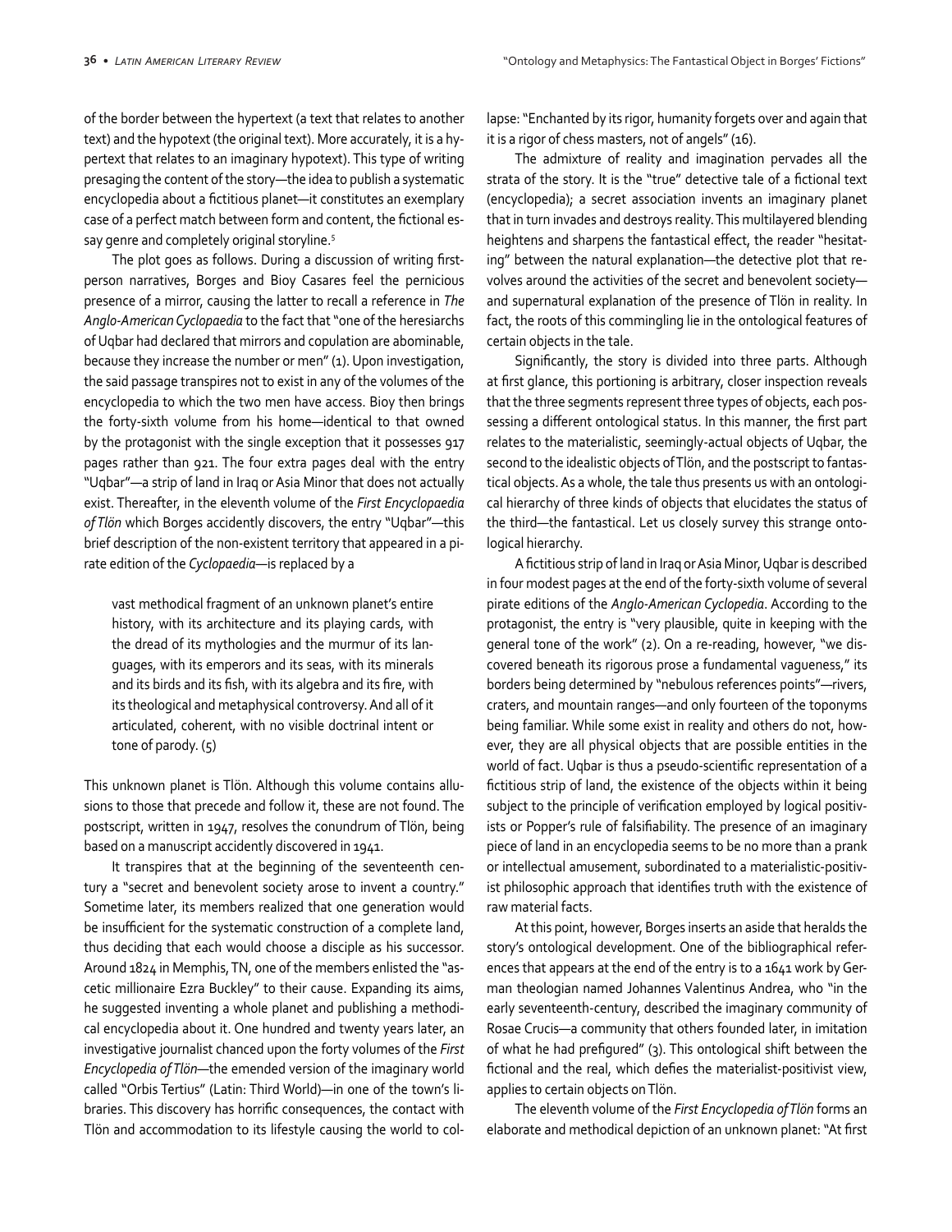of the border between the hypertext (a text that relates to another text) and the hypotext (the original text). More accurately, it is a hypertext that relates to an imaginary hypotext). This type of writing presaging the content of the story—the idea to publish a systematic encyclopedia about a fictitious planet—it constitutes an exemplary case of a perfect match between form and content, the fictional essay genre and completely original storyline.[5]

The plot goes as follows. During a discussion of writing first-person narratives, Borges and Bioy Casares feel the pernicious presence of a mirror, causing the latter to recall a reference in *The Anglo-American Cyclopaedia* to the fact that "one of the heresiarchs of Uqbar had declared that mirrors and copulation are abominable, because they increase the number or men" (1). Upon investigation, the said passage transpires not to exist in any of the volumes of the encyclopedia to which the two men have access. Bioy then brings the forty-sixth volume from his home—identical to that owned by the protagonist with the single exception that it possesses 917 pages rather than 921. The four extra pages deal with the entry "Uqbar"—a strip of land in Iraq or Asia Minor that does not actually exist. Thereafter, in the eleventh volume of the *First Encyclopaedia of Tlön* which Borges accidently discovers, the entry "Uqbar"—this brief description of the non-existent territory that appeared in a pirate edition of the *Cyclopaedia*—is replaced by a

> vast methodical fragment of an unknown planet's entire history, with its architecture and its playing cards, with the dread of its mythologies and the murmur of its languages, with its emperors and its seas, with its minerals and its birds and its fish, with its algebra and its fire, with its theological and metaphysical controversy. And all of it articulated, coherent, with no visible doctrinal intent or tone of parody. (5)

This unknown planet is Tlön. Although this volume contains allusions to those that precede and follow it, these are not found. The postscript, written in 1947, resolves the conundrum of Tlön, being based on a manuscript accidently discovered in 1941.

It transpires that at the beginning of the seventeenth century a "secret and benevolent society arose to invent a country." Sometime later, its members realized that one generation would be insufficient for the systematic construction of a complete land, thus deciding that each would choose a disciple as his successor. Around 1824 in Memphis, TN, one of the members enlisted the "ascetic millionaire Ezra Buckley" to their cause. Expanding its aims, he suggested inventing a whole planet and publishing a methodical encyclopedia about it. One hundred and twenty years later, an investigative journalist chanced upon the forty volumes of the *First Encyclopedia of Tlön*—the emended version of the imaginary world called "Orbis Tertius" (Latin: Third World)—in one of the town's libraries. This discovery has horrific consequences, the contact with Tlön and accommodation to its lifestyle causing the world to collapse: "Enchanted by its rigor, humanity forgets over and again that it is a rigor of chess masters, not of angels" (16).

The admixture of reality and imagination pervades all the strata of the story. It is the "true" detective tale of a fictional text (encyclopedia); a secret association invents an imaginary planet that in turn invades and destroys reality. This multilayered blending heightens and sharpens the fantastical effect, the reader "hesitating" between the natural explanation—the detective plot that revolves around the activities of the secret and benevolent society—and supernatural explanation of the presence of Tlön in reality. In fact, the roots of this commingling lie in the ontological features of certain objects in the tale.

Significantly, the story is divided into three parts. Although at first glance, this portioning is arbitrary, closer inspection reveals that the three segments represent three types of objects, each possessing a different ontological status. In this manner, the first part relates to the materialistic, seemingly-actual objects of Uqbar, the second to the idealistic objects of Tlön, and the postscript to fantastical objects. As a whole, the tale thus presents us with an ontological hierarchy of three kinds of objects that elucidates the status of the third—the fantastical. Let us closely survey this strange ontological hierarchy.

A fictitious strip of land in Iraq or Asia Minor, Uqbar is described in four modest pages at the end of the forty-sixth volume of several pirate editions of the *Anglo-American Cyclopedia*. According to the protagonist, the entry is "very plausible, quite in keeping with the general tone of the work" (2). On a re-reading, however, "we discovered beneath its rigorous prose a fundamental vagueness," its borders being determined by "nebulous references points"—rivers, craters, and mountain ranges—and only fourteen of the toponyms being familiar. While some exist in reality and others do not, however, they are all physical objects that are possible entities in the world of fact. Uqbar is thus a pseudo-scientific representation of a fictitious strip of land, the existence of the objects within it being subject to the principle of verification employed by logical positivists or Popper's rule of falsifiability. The presence of an imaginary piece of land in an encyclopedia seems to be no more than a prank or intellectual amusement, subordinated to a materialistic-positivist philosophic approach that identifies truth with the existence of raw material facts.

At this point, however, Borges inserts an aside that heralds the story's ontological development. One of the bibliographical references that appears at the end of the entry is to a 1641 work by German theologian named Johannes Valentinus Andrea, who "in the early seventeenth-century, described the imaginary community of Rosae Crucis—a community that others founded later, in imitation of what he had prefigured" (3). This ontological shift between the fictional and the real, which defies the materialist-positivist view, applies to certain objects on Tlön.

The eleventh volume of the *First Encyclopedia of Tlön* forms an elaborate and methodical depiction of an unknown planet: "At first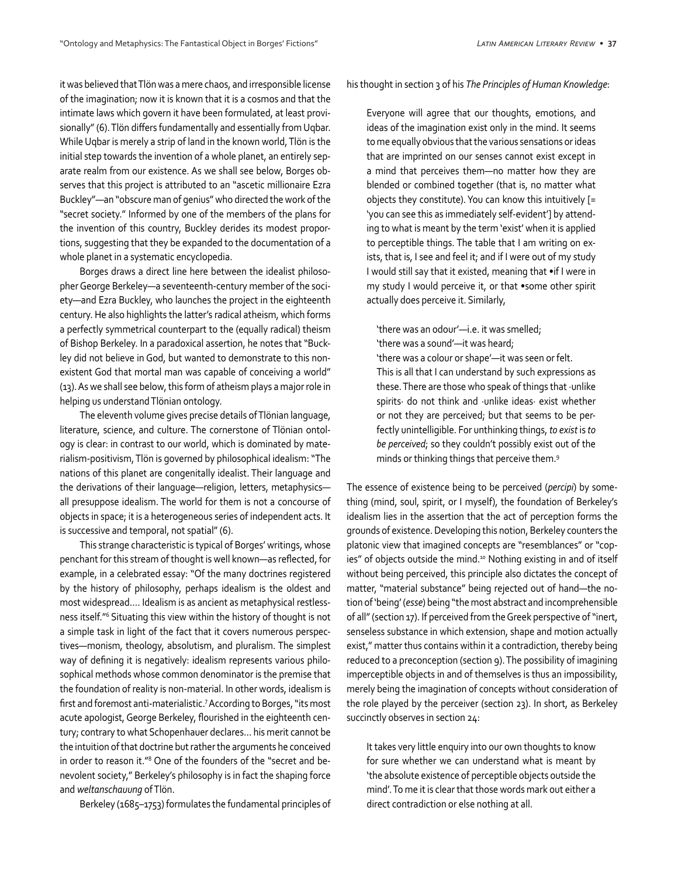it was believed that Tlön was a mere chaos, and irresponsible license of the imagination; now it is known that it is a cosmos and that the intimate laws which govern it have been formulated, at least provisionally" (6). Tlön differs fundamentally and essentially from Uqbar. While Uqbar is merely a strip of land in the known world, Tlön is the initial step towards the invention of a whole planet, an entirely separate realm from our existence. As we shall see below, Borges observes that this project is attributed to an "ascetic millionaire Ezra Buckley"—an "obscure man of genius" who directed the work of the "secret society." Informed by one of the members of the plans for the invention of this country, Buckley derides its modest proportions, suggesting that they be expanded to the documentation of a whole planet in a systematic encyclopedia.

Borges draws a direct line here between the idealist philosopher George Berkeley—a seventeenth-century member of the society—and Ezra Buckley, who launches the project in the eighteenth century. He also highlights the latter's radical atheism, which forms a perfectly symmetrical counterpart to the (equally radical) theism of Bishop Berkeley. In a paradoxical assertion, he notes that "Buckley did not believe in God, but wanted to demonstrate to this nonexistent God that mortal man was capable of conceiving a world" (13). As we shall see below, this form of atheism plays a major role in helping us understand Tlönian ontology.

The eleventh volume gives precise details of Tlönian language, literature, science, and culture. The cornerstone of Tlönian ontology is clear: in contrast to our world, which is dominated by materialism-positivism, Tlön is governed by philosophical idealism: "The nations of this planet are congenitally idealist. Their language and the derivations of their language—religion, letters, metaphysics—all presuppose idealism. The world for them is not a concourse of objects in space; it is a heterogeneous series of independent acts. It is successive and temporal, not spatial" (6).

This strange characteristic is typical of Borges' writings, whose penchant for this stream of thought is well known—as reflected, for example, in a celebrated essay: "Of the many doctrines registered by the history of philosophy, perhaps idealism is the oldest and most widespread.... Idealism is as ancient as metaphysical restlessness itself."[6] Situating this view within the history of thought is not a simple task in light of the fact that it covers numerous perspectives—monism, theology, absolutism, and pluralism. The simplest way of defining it is negatively: idealism represents various philosophical methods whose common denominator is the premise that the foundation of reality is non-material. In other words, idealism is first and foremost anti-materialistic.[7] According to Borges, "its most acute apologist, George Berkeley, flourished in the eighteenth century; contrary to what Schopenhauer declares... his merit cannot be the intuition of that doctrine but rather the arguments he conceived in order to reason it."[8] One of the founders of the "secret and benevolent society," Berkeley's philosophy is in fact the shaping force and *weltanschauung* of Tlön.

Berkeley (1685–1753) formulates the fundamental principles of his thought in section 3 of his *The Principles of Human Knowledge*:

> Everyone will agree that our thoughts, emotions, and ideas of the imagination exist only in the mind. It seems to me equally obvious that the various sensations or ideas that are imprinted on our senses cannot exist except in a mind that perceives them—no matter how they are blended or combined together (that is, no matter what objects they constitute). You can know this intuitively [= 'you can see this as immediately self-evident'] by attending to what is meant by the term 'exist' when it is applied to perceptible things. The table that I am writing on exists, that is, I see and feel it; and if I were out of my study I would still say that it existed, meaning that •if I were in my study I would perceive it, or that •some other spirit actually does perceive it. Similarly,
>
> > 'there was an odour'—i.e. it was smelled;
> > 'there was a sound'—it was heard;
> > 'there was a colour or shape'—it was seen or felt.
> > This is all that I can understand by such expressions as these. There are those who speak of things that ·unlike spirits· do not think and ·unlike ideas· exist whether or not they are perceived; but that seems to be perfectly unintelligible. For unthinking things, *to exist* is *to be perceived*; so they couldn't possibly exist out of the minds or thinking things that perceive them.[9]

The essence of existence being to be perceived (*percipi*) by something (mind, soul, spirit, or I myself), the foundation of Berkeley's idealism lies in the assertion that the act of perception forms the grounds of existence. Developing this notion, Berkeley counters the platonic view that imagined concepts are "resemblances" or "copies" of objects outside the mind.[10] Nothing existing in and of itself without being perceived, this principle also dictates the concept of matter, "material substance" being rejected out of hand—the notion of 'being' (*esse*) being "the most abstract and incomprehensible of all" (section 17). If perceived from the Greek perspective of "inert, senseless substance in which extension, shape and motion actually exist," matter thus contains within it a contradiction, thereby being reduced to a preconception (section 9). The possibility of imagining imperceptible objects in and of themselves is thus an impossibility, merely being the imagination of concepts without consideration of the role played by the perceiver (section 23). In short, as Berkeley succinctly observes in section 24:

> It takes very little enquiry into our own thoughts to know for sure whether we can understand what is meant by 'the absolute existence of perceptible objects outside the mind'. To me it is clear that those words mark out either a direct contradiction or else nothing at all.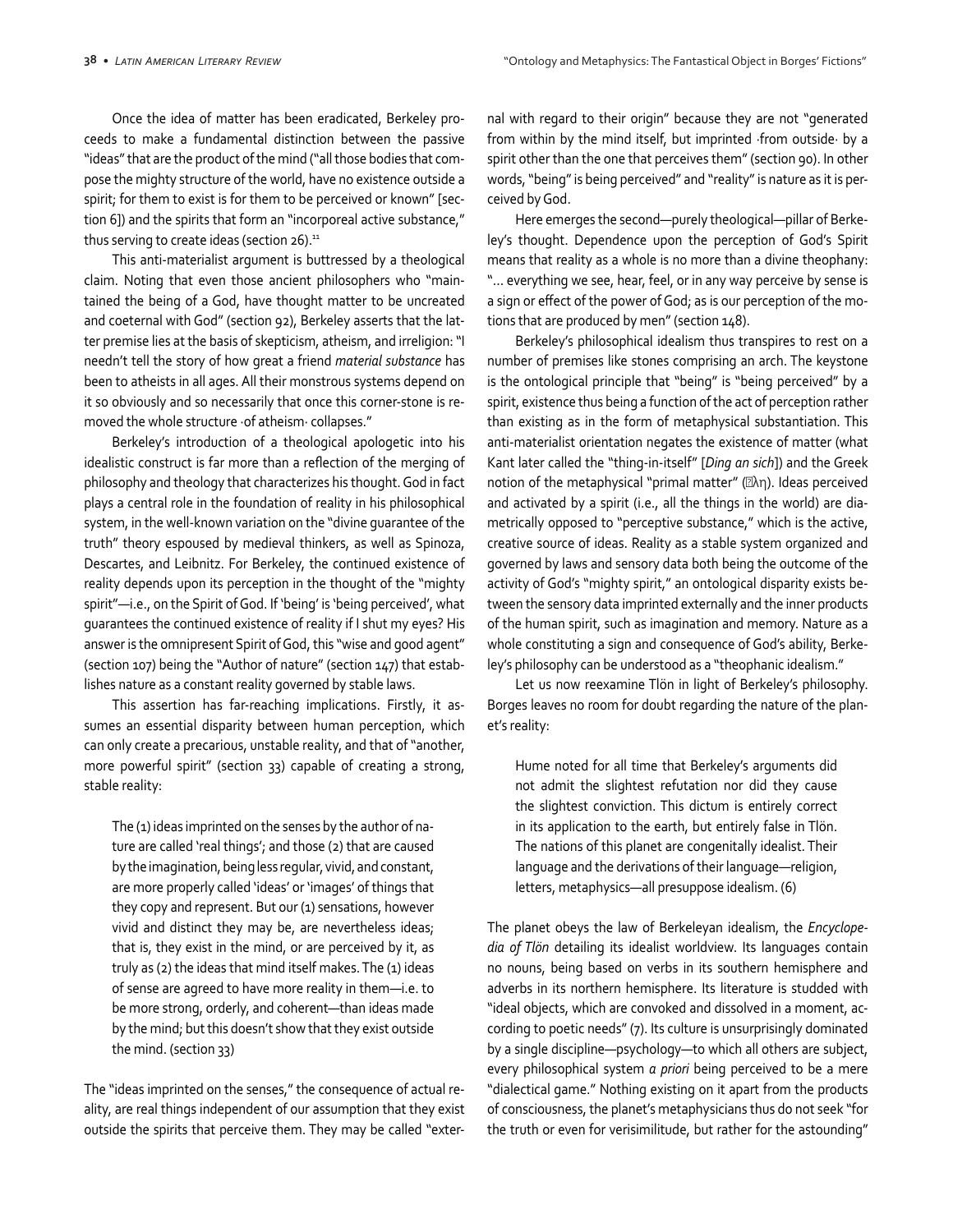Once the idea of matter has been eradicated, Berkeley proceeds to make a fundamental distinction between the passive "ideas" that are the product of the mind ("all those bodies that compose the mighty structure of the world, have no existence outside a spirit; for them to exist is for them to be perceived or known" [section 6]) and the spirits that form an "incorporeal active substance," thus serving to create ideas (section 26).[11]

This anti-materialist argument is buttressed by a theological claim. Noting that even those ancient philosophers who "maintained the being of a God, have thought matter to be uncreated and coeternal with God" (section 92), Berkeley asserts that the latter premise lies at the basis of skepticism, atheism, and irreligion: "I needn't tell the story of how great a friend *material substance* has been to atheists in all ages. All their monstrous systems depend on it so obviously and so necessarily that once this corner-stone is removed the whole structure ·of atheism· collapses."

Berkeley's introduction of a theological apologetic into his idealistic construct is far more than a reflection of the merging of philosophy and theology that characterizes his thought. God in fact plays a central role in the foundation of reality in his philosophical system, in the well-known variation on the "divine guarantee of the truth" theory espoused by medieval thinkers, as well as Spinoza, Descartes, and Leibnitz. For Berkeley, the continued existence of reality depends upon its perception in the thought of the "mighty spirit"—i.e., on the Spirit of God. If 'being' is 'being perceived', what guarantees the continued existence of reality if I shut my eyes? His answer is the omnipresent Spirit of God, this "wise and good agent" (section 107) being the "Author of nature" (section 147) that establishes nature as a constant reality governed by stable laws.

This assertion has far-reaching implications. Firstly, it assumes an essential disparity between human perception, which can only create a precarious, unstable reality, and that of "another, more powerful spirit" (section 33) capable of creating a strong, stable reality:

> The (1) ideas imprinted on the senses by the author of nature are called 'real things'; and those (2) that are caused by the imagination, being less regular, vivid, and constant, are more properly called 'ideas' or 'images' of things that they copy and represent. But our (1) sensations, however vivid and distinct they may be, are nevertheless ideas; that is, they exist in the mind, or are perceived by it, as truly as (2) the ideas that mind itself makes. The (1) ideas of sense are agreed to have more reality in them—i.e. to be more strong, orderly, and coherent—than ideas made by the mind; but this doesn't show that they exist outside the mind. (section 33)

The "ideas imprinted on the senses," the consequence of actual reality, are real things independent of our assumption that they exist outside the spirits that perceive them. They may be called "external with regard to their origin" because they are not "generated from within by the mind itself, but imprinted ·from outside· by a spirit other than the one that perceives them" (section 90). In other words, "being" is being perceived" and "reality" is nature as it is perceived by God.

Here emerges the second—purely theological—pillar of Berkeley's thought. Dependence upon the perception of God's Spirit means that reality as a whole is no more than a divine theophany: "... everything we see, hear, feel, or in any way perceive by sense is a sign or effect of the power of God; as is our perception of the motions that are produced by men" (section 148).

Berkeley's philosophical idealism thus transpires to rest on a number of premises like stones comprising an arch. The keystone is the ontological principle that "being" is "being perceived" by a spirit, existence thus being a function of the act of perception rather than existing as in the form of metaphysical substantiation. This anti-materialist orientation negates the existence of matter (what Kant later called the "thing-in-itself" [*Ding an sich*]) and the Greek notion of the metaphysical "primal matter" (ὕλη). Ideas perceived and activated by a spirit (i.e., all the things in the world) are diametrically opposed to "perceptive substance," which is the active, creative source of ideas. Reality as a stable system organized and governed by laws and sensory data both being the outcome of the activity of God's "mighty spirit," an ontological disparity exists between the sensory data imprinted externally and the inner products of the human spirit, such as imagination and memory. Nature as a whole constituting a sign and consequence of God's ability, Berkeley's philosophy can be understood as a "theophanic idealism."

Let us now reexamine Tlön in light of Berkeley's philosophy. Borges leaves no room for doubt regarding the nature of the planet's reality:

> Hume noted for all time that Berkeley's arguments did not admit the slightest refutation nor did they cause the slightest conviction. This dictum is entirely correct in its application to the earth, but entirely false in Tlön. The nations of this planet are congenitally idealist. Their language and the derivations of their language—religion, letters, metaphysics—all presuppose idealism. (6)

The planet obeys the law of Berkeleyan idealism, the *Encyclopedia of Tlön* detailing its idealist worldview. Its languages contain no nouns, being based on verbs in its southern hemisphere and adverbs in its northern hemisphere. Its literature is studded with "ideal objects, which are convoked and dissolved in a moment, according to poetic needs" (7). Its culture is unsurprisingly dominated by a single discipline—psychology—to which all others are subject, every philosophical system *a priori* being perceived to be a mere "dialectical game." Nothing existing on it apart from the products of consciousness, the planet's metaphysicians thus do not seek "for the truth or even for verisimilitude, but rather for the astounding"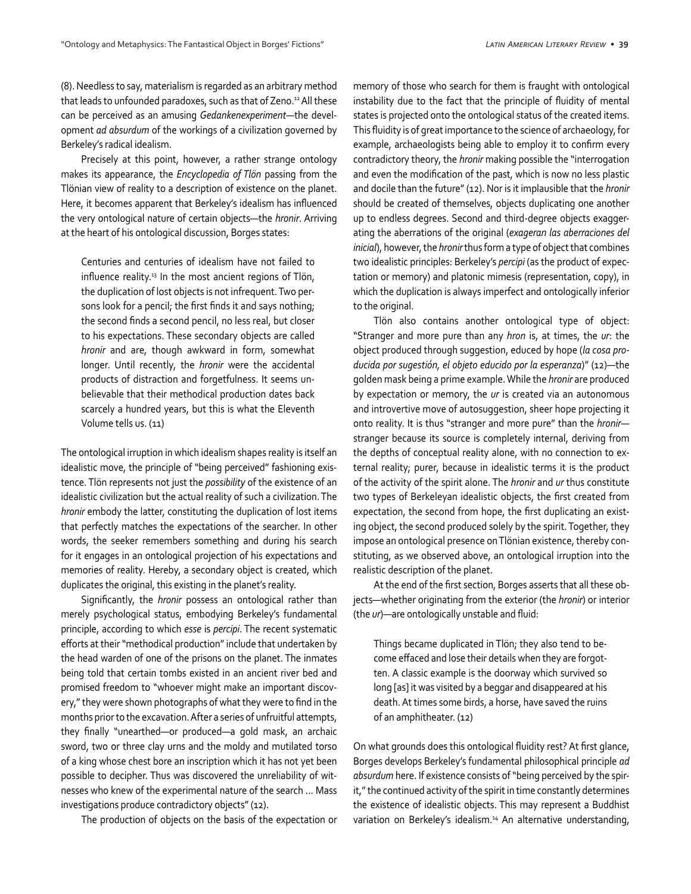(8). Needless to say, materialism is regarded as an arbitrary method that leads to unfounded paradoxes, such as that of Zeno.[12] All these can be perceived as an amusing *Gedankenexperiment*—the development *ad absurdum* of the workings of a civilization governed by Berkeley's radical idealism.

Precisely at this point, however, a rather strange ontology makes its appearance, the *Encyclopedia of Tlön* passing from the Tlönian view of reality to a description of existence on the planet. Here, it becomes apparent that Berkeley's idealism has influenced the very ontological nature of certain objects—the *hronir*. Arriving at the heart of his ontological discussion, Borges states:

> Centuries and centuries of idealism have not failed to influence reality.[13] In the most ancient regions of Tlön, the duplication of lost objects is not infrequent. Two persons look for a pencil; the first finds it and says nothing; the second finds a second pencil, no less real, but closer to his expectations. These secondary objects are called *hronir* and are, though awkward in form, somewhat longer. Until recently, the *hronir* were the accidental products of distraction and forgetfulness. It seems unbelievable that their methodical production dates back scarcely a hundred years, but this is what the Eleventh Volume tells us. (11)

The ontological irruption in which idealism shapes reality is itself an idealistic move, the principle of "being perceived" fashioning existence. Tlön represents not just the *possibility* of the existence of an idealistic civilization but the actual reality of such a civilization. The *hronir* embody the latter, constituting the duplication of lost items that perfectly matches the expectations of the searcher. In other words, the seeker remembers something and during his search for it engages in an ontological projection of his expectations and memories of reality. Hereby, a secondary object is created, which duplicates the original, this existing in the planet's reality.

Significantly, the *hronir* possess an ontological rather than merely psychological status, embodying Berkeley's fundamental principle, according to which *esse* is *percipi*. The recent systematic efforts at their "methodical production" include that undertaken by the head warden of one of the prisons on the planet. The inmates being told that certain tombs existed in an ancient river bed and promised freedom to "whoever might make an important discovery," they were shown photographs of what they were to find in the months prior to the excavation. After a series of unfruitful attempts, they finally "unearthed—or produced—a gold mask, an archaic sword, two or three clay urns and the moldy and mutilated torso of a king whose chest bore an inscription which it has not yet been possible to decipher. Thus was discovered the unreliability of witnesses who knew of the experimental nature of the search … Mass investigations produce contradictory objects" (12).

The production of objects on the basis of the expectation or memory of those who search for them is fraught with ontological instability due to the fact that the principle of fluidity of mental states is projected onto the ontological status of the created items. This fluidity is of great importance to the science of archaeology, for example, archaeologists being able to employ it to confirm every contradictory theory, the *hronir* making possible the "interrogation and even the modification of the past, which is now no less plastic and docile than the future" (12). Nor is it implausible that the *hronir* should be created of themselves, objects duplicating one another up to endless degrees. Second and third-degree objects exaggerating the aberrations of the original (*exageran las aberraciones del inicial*), however, the *hronir* thus form a type of object that combines two idealistic principles: Berkeley's *percipi* (as the product of expectation or memory) and platonic mimesis (representation, copy), in which the duplication is always imperfect and ontologically inferior to the original.

Tlön also contains another ontological type of object: "Stranger and more pure than any *hron* is, at times, the *ur*: the object produced through suggestion, educed by hope (*la cosa producida por sugestión, el objeto educido por la esperanza*)" (12)—the golden mask being a prime example. While the *hronir* are produced by expectation or memory, the *ur* is created via an autonomous and introvertive move of autosuggestion, sheer hope projecting it onto reality. It is thus "stranger and more pure" than the *hronir*—stranger because its source is completely internal, deriving from the depths of conceptual reality alone, with no connection to external reality; purer, because in idealistic terms it is the product of the activity of the spirit alone. The *hronir* and *ur* thus constitute two types of Berkeleyan idealistic objects, the first created from expectation, the second from hope, the first duplicating an existing object, the second produced solely by the spirit. Together, they impose an ontological presence on Tlönian existence, thereby constituting, as we observed above, an ontological irruption into the realistic description of the planet.

At the end of the first section, Borges asserts that all these objects—whether originating from the exterior (the *hronir*) or interior (the *ur*)—are ontologically unstable and fluid:

> Things became duplicated in Tlön; they also tend to become effaced and lose their details when they are forgotten. A classic example is the doorway which survived so long [as] it was visited by a beggar and disappeared at his death. At times some birds, a horse, have saved the ruins of an amphitheater. (12)

On what grounds does this ontological fluidity rest? At first glance, Borges develops Berkeley's fundamental philosophical principle *ad absurdum* here. If existence consists of "being perceived by the spirit," the continued activity of the spirit in time constantly determines the existence of idealistic objects. This may represent a Buddhist variation on Berkeley's idealism.[14] An alternative understanding,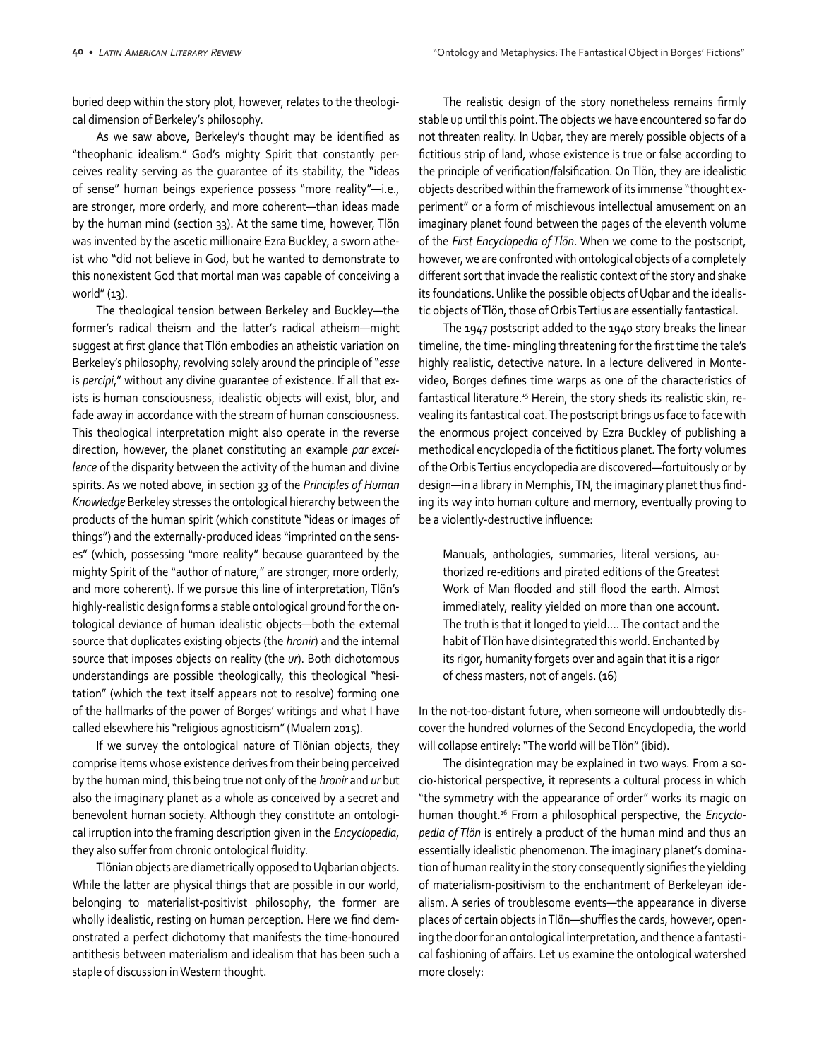buried deep within the story plot, however, relates to the theological dimension of Berkeley's philosophy.

As we saw above, Berkeley's thought may be identified as "theophanic idealism." God's mighty Spirit that constantly perceives reality serving as the guarantee of its stability, the "ideas of sense" human beings experience possess "more reality"—i.e., are stronger, more orderly, and more coherent—than ideas made by the human mind (section 33). At the same time, however, Tlön was invented by the ascetic millionaire Ezra Buckley, a sworn atheist who "did not believe in God, but he wanted to demonstrate to this nonexistent God that mortal man was capable of conceiving a world" (13).

The theological tension between Berkeley and Buckley—the former's radical theism and the latter's radical atheism—might suggest at first glance that Tlön embodies an atheistic variation on Berkeley's philosophy, revolving solely around the principle of "*esse* is *percipi*," without any divine guarantee of existence. If all that exists is human consciousness, idealistic objects will exist, blur, and fade away in accordance with the stream of human consciousness. This theological interpretation might also operate in the reverse direction, however, the planet constituting an example *par excellence* of the disparity between the activity of the human and divine spirits. As we noted above, in section 33 of the *Principles of Human Knowledge* Berkeley stresses the ontological hierarchy between the products of the human spirit (which constitute "ideas or images of things") and the externally-produced ideas "imprinted on the senses" (which, possessing "more reality" because guaranteed by the mighty Spirit of the "author of nature," are stronger, more orderly, and more coherent). If we pursue this line of interpretation, Tlön's highly-realistic design forms a stable ontological ground for the ontological deviance of human idealistic objects—both the external source that duplicates existing objects (the *hronir*) and the internal source that imposes objects on reality (the *ur*). Both dichotomous understandings are possible theologically, this theological "hesitation" (which the text itself appears not to resolve) forming one of the hallmarks of the power of Borges' writings and what I have called elsewhere his "religious agnosticism" (Mualem 2015).

If we survey the ontological nature of Tlönian objects, they comprise items whose existence derives from their being perceived by the human mind, this being true not only of the *hronir* and *ur* but also the imaginary planet as a whole as conceived by a secret and benevolent human society. Although they constitute an ontological irruption into the framing description given in the *Encyclopedia*, they also suffer from chronic ontological fluidity.

Tlönian objects are diametrically opposed to Uqbarian objects. While the latter are physical things that are possible in our world, belonging to materialist-positivist philosophy, the former are wholly idealistic, resting on human perception. Here we find demonstrated a perfect dichotomy that manifests the time-honoured antithesis between materialism and idealism that has been such a staple of discussion in Western thought.

The realistic design of the story nonetheless remains firmly stable up until this point. The objects we have encountered so far do not threaten reality. In Uqbar, they are merely possible objects of a fictitious strip of land, whose existence is true or false according to the principle of verification/falsification. On Tlön, they are idealistic objects described within the framework of its immense "thought experiment" or a form of mischievous intellectual amusement on an imaginary planet found between the pages of the eleventh volume of the *First Encyclopedia of Tlön*. When we come to the postscript, however, we are confronted with ontological objects of a completely different sort that invade the realistic context of the story and shake its foundations. Unlike the possible objects of Uqbar and the idealistic objects of Tlön, those of Orbis Tertius are essentially fantastical.

The 1947 postscript added to the 1940 story breaks the linear timeline, the time- mingling threatening for the first time the tale's highly realistic, detective nature. In a lecture delivered in Montevideo, Borges defines time warps as one of the characteristics of fantastical literature.[15] Herein, the story sheds its realistic skin, revealing its fantastical coat. The postscript brings us face to face with the enormous project conceived by Ezra Buckley of publishing a methodical encyclopedia of the fictitious planet. The forty volumes of the Orbis Tertius encyclopedia are discovered—fortuitously or by design—in a library in Memphis, TN, the imaginary planet thus finding its way into human culture and memory, eventually proving to be a violently-destructive influence:

> Manuals, anthologies, summaries, literal versions, authorized re-editions and pirated editions of the Greatest Work of Man flooded and still flood the earth. Almost immediately, reality yielded on more than one account. The truth is that it longed to yield.... The contact and the habit of Tlön have disintegrated this world. Enchanted by its rigor, humanity forgets over and again that it is a rigor of chess masters, not of angels. (16)

In the not-too-distant future, when someone will undoubtedly discover the hundred volumes of the Second Encyclopedia, the world will collapse entirely: "The world will be Tlön" (ibid).

The disintegration may be explained in two ways. From a socio-historical perspective, it represents a cultural process in which "the symmetry with the appearance of order" works its magic on human thought.[16] From a philosophical perspective, the *Encyclopedia of Tlön* is entirely a product of the human mind and thus an essentially idealistic phenomenon. The imaginary planet's domination of human reality in the story consequently signifies the yielding of materialism-positivism to the enchantment of Berkeleyan idealism. A series of troublesome events—the appearance in diverse places of certain objects in Tlön—shuffles the cards, however, opening the door for an ontological interpretation, and thence a fantastical fashioning of affairs. Let us examine the ontological watershed more closely: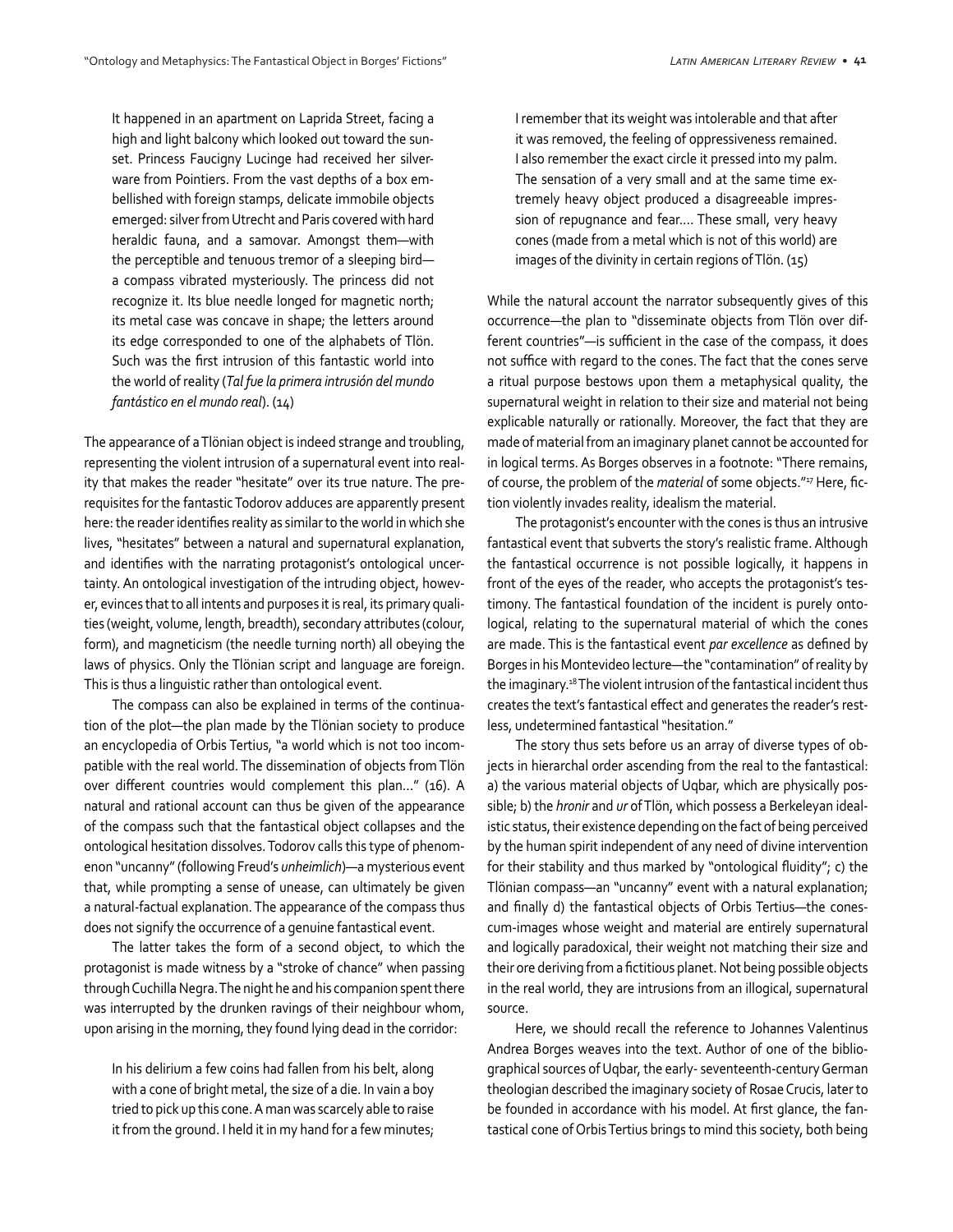> It happened in an apartment on Laprida Street, facing a high and light balcony which looked out toward the sunset. Princess Faucigny Lucinge had received her silverware from Pointiers. From the vast depths of a box embellished with foreign stamps, delicate immobile objects emerged: silver from Utrecht and Paris covered with hard heraldic fauna, and a samovar. Amongst them—with the perceptible and tenuous tremor of a sleeping bird—a compass vibrated mysteriously. The princess did not recognize it. Its blue needle longed for magnetic north; its metal case was concave in shape; the letters around its edge corresponded to one of the alphabets of Tlön. Such was the first intrusion of this fantastic world into the world of reality (*Tal fue la primera intrusión del mundo fantástico en el mundo real*). (14)

The appearance of a Tlönian object is indeed strange and troubling, representing the violent intrusion of a supernatural event into reality that makes the reader "hesitate" over its true nature. The prerequisites for the fantastic Todorov adduces are apparently present here: the reader identifies reality as similar to the world in which she lives, "hesitates" between a natural and supernatural explanation, and identifies with the narrating protagonist's ontological uncertainty. An ontological investigation of the intruding object, however, evinces that to all intents and purposes it is real, its primary qualities (weight, volume, length, breadth), secondary attributes (colour, form), and magneticism (the needle turning north) all obeying the laws of physics. Only the Tlönian script and language are foreign. This is thus a linguistic rather than ontological event.

The compass can also be explained in terms of the continuation of the plot—the plan made by the Tlönian society to produce an encyclopedia of Orbis Tertius, "a world which is not too incompatible with the real world. The dissemination of objects from Tlön over different countries would complement this plan…" (16). A natural and rational account can thus be given of the appearance of the compass such that the fantastical object collapses and the ontological hesitation dissolves. Todorov calls this type of phenomenon "uncanny" (following Freud's *unheimlich*)—a mysterious event that, while prompting a sense of unease, can ultimately be given a natural-factual explanation. The appearance of the compass thus does not signify the occurrence of a genuine fantastical event.

The latter takes the form of a second object, to which the protagonist is made witness by a "stroke of chance" when passing through Cuchilla Negra. The night he and his companion spent there was interrupted by the drunken ravings of their neighbour whom, upon arising in the morning, they found lying dead in the corridor:

> In his delirium a few coins had fallen from his belt, along with a cone of bright metal, the size of a die. In vain a boy tried to pick up this cone. A man was scarcely able to raise it from the ground. I held it in my hand for a few minutes; I remember that its weight was intolerable and that after it was removed, the feeling of oppressiveness remained. I also remember the exact circle it pressed into my palm. The sensation of a very small and at the same time extremely heavy object produced a disagreeable impression of repugnance and fear…. These small, very heavy cones (made from a metal which is not of this world) are images of the divinity in certain regions of Tlön. (15)

While the natural account the narrator subsequently gives of this occurrence—the plan to "disseminate objects from Tlön over different countries"—is sufficient in the case of the compass, it does not suffice with regard to the cones. The fact that the cones serve a ritual purpose bestows upon them a metaphysical quality, the supernatural weight in relation to their size and material not being explicable naturally or rationally. Moreover, the fact that they are made of material from an imaginary planet cannot be accounted for in logical terms. As Borges observes in a footnote: "There remains, of course, the problem of the *material* of some objects."[17] Here, fiction violently invades reality, idealism the material.

The protagonist's encounter with the cones is thus an intrusive fantastical event that subverts the story's realistic frame. Although the fantastical occurrence is not possible logically, it happens in front of the eyes of the reader, who accepts the protagonist's testimony. The fantastical foundation of the incident is purely ontological, relating to the supernatural material of which the cones are made. This is the fantastical event *par excellence* as defined by Borges in his Montevideo lecture—the "contamination" of reality by the imaginary.[18] The violent intrusion of the fantastical incident thus creates the text's fantastical effect and generates the reader's restless, undetermined fantastical "hesitation."

The story thus sets before us an array of diverse types of objects in hierarchal order ascending from the real to the fantastical: a) the various material objects of Uqbar, which are physically possible; b) the *hronir* and *ur* of Tlön, which possess a Berkeleyan idealistic status, their existence depending on the fact of being perceived by the human spirit independent of any need of divine intervention for their stability and thus marked by "ontological fluidity"; c) the Tlönian compass—an "uncanny" event with a natural explanation; and finally d) the fantastical objects of Orbis Tertius—the cones-cum-images whose weight and material are entirely supernatural and logically paradoxical, their weight not matching their size and their ore deriving from a fictitious planet. Not being possible objects in the real world, they are intrusions from an illogical, supernatural source.

Here, we should recall the reference to Johannes Valentinus Andrea Borges weaves into the text. Author of one of the bibliographical sources of Uqbar, the early- seventeenth-century German theologian described the imaginary society of Rosae Crucis, later to be founded in accordance with his model. At first glance, the fantastical cone of Orbis Tertius brings to mind this society, both being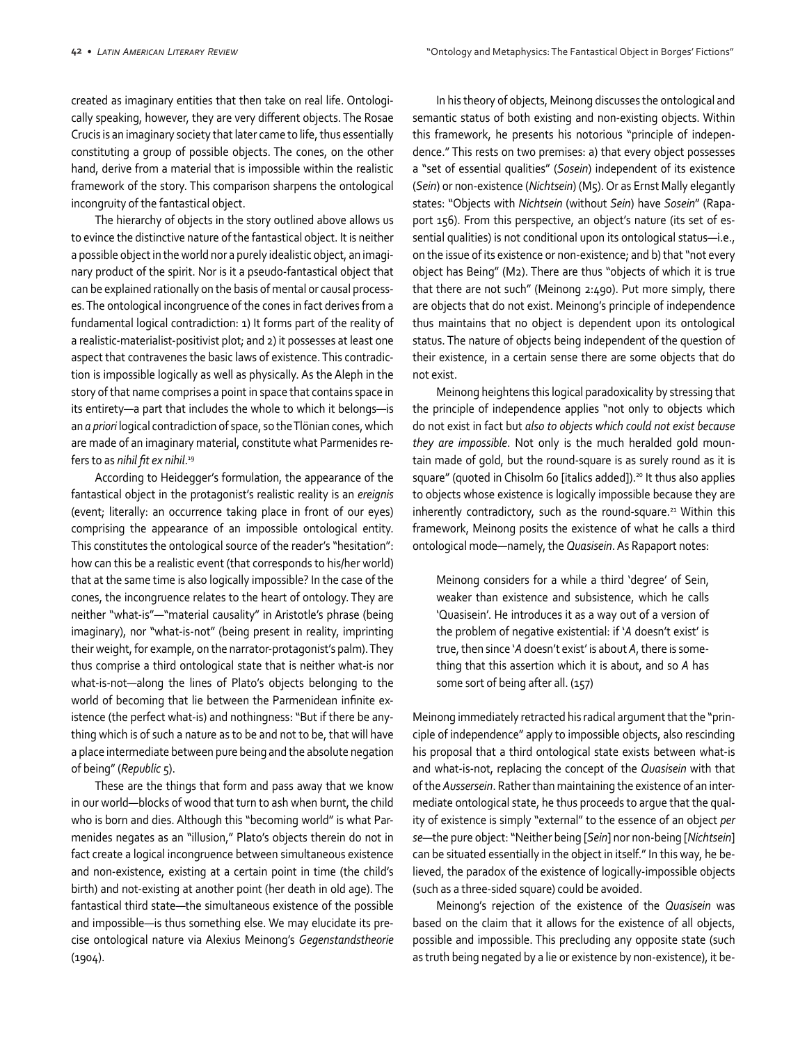created as imaginary entities that then take on real life. Ontologically speaking, however, they are very different objects. The Rosae Crucis is an imaginary society that later came to life, thus essentially constituting a group of possible objects. The cones, on the other hand, derive from a material that is impossible within the realistic framework of the story. This comparison sharpens the ontological incongruity of the fantastical object.

The hierarchy of objects in the story outlined above allows us to evince the distinctive nature of the fantastical object. It is neither a possible object in the world nor a purely idealistic object, an imaginary product of the spirit. Nor is it a pseudo-fantastical object that can be explained rationally on the basis of mental or causal processes. The ontological incongruence of the cones in fact derives from a fundamental logical contradiction: 1) It forms part of the reality of a realistic-materialist-positivist plot; and 2) it possesses at least one aspect that contravenes the basic laws of existence. This contradiction is impossible logically as well as physically. As the Aleph in the story of that name comprises a point in space that contains space in its entirety—a part that includes the whole to which it belongs—is an *a priori* logical contradiction of space, so the Tlönian cones, which are made of an imaginary material, constitute what Parmenides refers to as *nihil fit ex nihil*.[19]

According to Heidegger's formulation, the appearance of the fantastical object in the protagonist's realistic reality is an *ereignis* (event; literally: an occurrence taking place in front of our eyes) comprising the appearance of an impossible ontological entity. This constitutes the ontological source of the reader's "hesitation": how can this be a realistic event (that corresponds to his/her world) that at the same time is also logically impossible? In the case of the cones, the incongruence relates to the heart of ontology. They are neither "what-is"—"material causality" in Aristotle's phrase (being imaginary), nor "what-is-not" (being present in reality, imprinting their weight, for example, on the narrator-protagonist's palm). They thus comprise a third ontological state that is neither what-is nor what-is-not—along the lines of Plato's objects belonging to the world of becoming that lie between the Parmenidean infinite existence (the perfect what-is) and nothingness: "But if there be anything which is of such a nature as to be and not to be, that will have a place intermediate between pure being and the absolute negation of being" (*Republic* 5).

These are the things that form and pass away that we know in our world—blocks of wood that turn to ash when burnt, the child who is born and dies. Although this "becoming world" is what Parmenides negates as an "illusion," Plato's objects therein do not in fact create a logical incongruence between simultaneous existence and non-existence, existing at a certain point in time (the child's birth) and not-existing at another point (her death in old age). The fantastical third state—the simultaneous existence of the possible and impossible—is thus something else. We may elucidate its precise ontological nature via Alexius Meinong's *Gegenstandstheorie* (1904).

In his theory of objects, Meinong discusses the ontological and semantic status of both existing and non-existing objects. Within this framework, he presents his notorious "principle of independence." This rests on two premises: a) that every object possesses a "set of essential qualities" (*Sosein*) independent of its existence (*Sein*) or non-existence (*Nichtsein*) (M5). Or as Ernst Mally elegantly states: "Objects with *Nichtsein* (without *Sein*) have *Sosein*" (Rapaport 156). From this perspective, an object's nature (its set of essential qualities) is not conditional upon its ontological status—i.e., on the issue of its existence or non-existence; and b) that "not every object has Being" (M2). There are thus "objects of which it is true that there are not such" (Meinong 2:490). Put more simply, there are objects that do not exist. Meinong's principle of independence thus maintains that no object is dependent upon its ontological status. The nature of objects being independent of the question of their existence, in a certain sense there are some objects that do not exist.

Meinong heightens this logical paradoxicality by stressing that the principle of independence applies "not only to objects which do not exist in fact but *also to objects which could not exist because they are impossible*. Not only is the much heralded gold mountain made of gold, but the round-square is as surely round as it is square" (quoted in Chisolm 60 [italics added]).[20] It thus also applies to objects whose existence is logically impossible because they are inherently contradictory, such as the round-square.[21] Within this framework, Meinong posits the existence of what he calls a third ontological mode—namely, the *Quasisein*. As Rapaport notes:

> Meinong considers for a while a third 'degree' of Sein, weaker than existence and subsistence, which he calls 'Quasisein'. He introduces it as a way out of a version of the problem of negative existential: if '*A* doesn't exist' is true, then since '*A* doesn't exist' is about *A*, there is something that this assertion which it is about, and so *A* has some sort of being after all. (157)

Meinong immediately retracted his radical argument that the "principle of independence" apply to impossible objects, also rescinding his proposal that a third ontological state exists between what-is and what-is-not, replacing the concept of the *Quasisein* with that of the *Aussersein*. Rather than maintaining the existence of an intermediate ontological state, he thus proceeds to argue that the quality of existence is simply "external" to the essence of an object *per se*—the pure object: "Neither being [*Sein*] nor non-being [*Nichtsein*] can be situated essentially in the object in itself." In this way, he believed, the paradox of the existence of logically-impossible objects (such as a three-sided square) could be avoided.

Meinong's rejection of the existence of the *Quasisein* was based on the claim that it allows for the existence of all objects, possible and impossible. This precluding any opposite state (such as truth being negated by a lie or existence by non-existence), it be-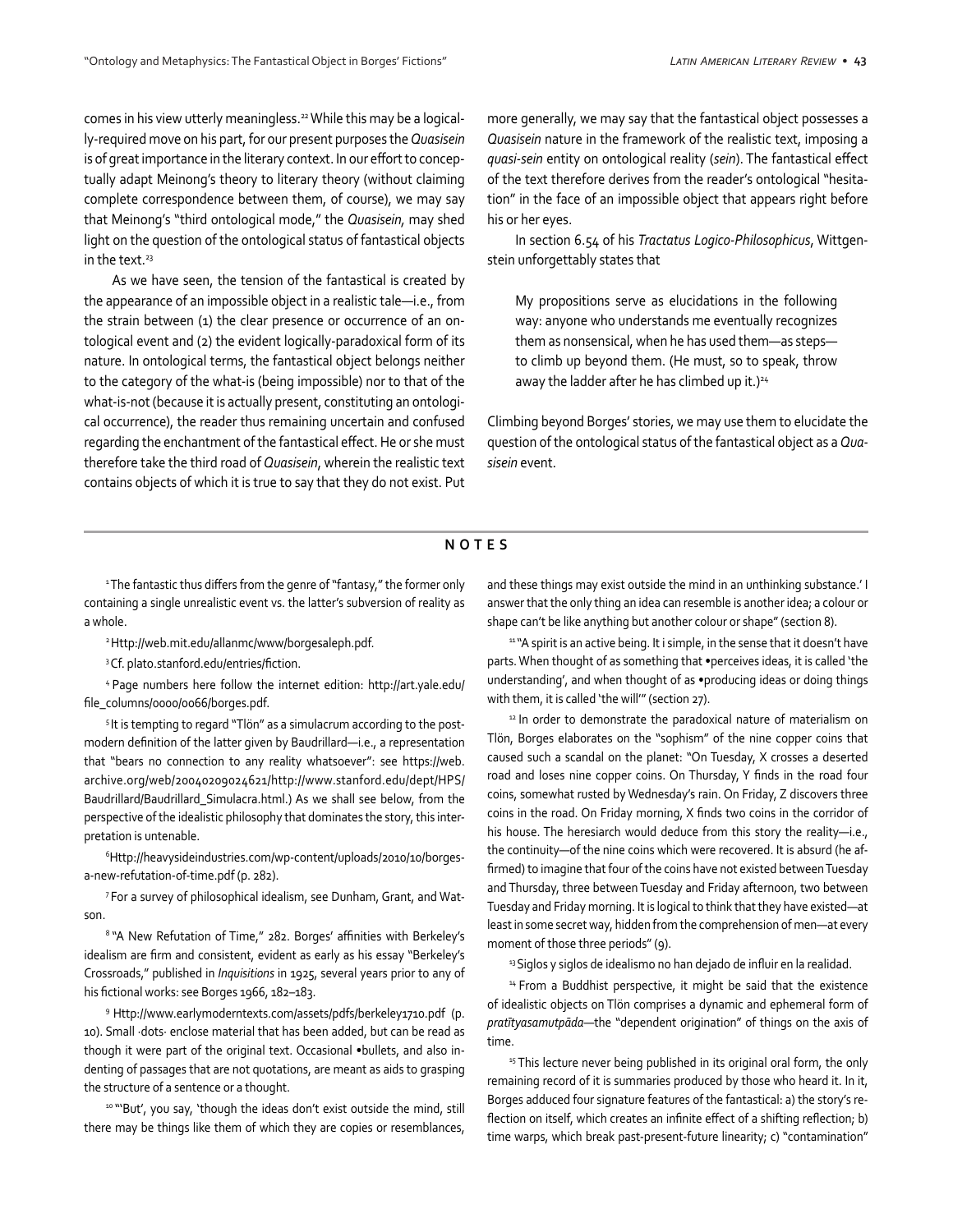comes in his view utterly meaningless.[22] While this may be a logically-required move on his part, for our present purposes the *Quasisein* is of great importance in the literary context. In our effort to conceptually adapt Meinong's theory to literary theory (without claiming complete correspondence between them, of course), we may say that Meinong's "third ontological mode," the *Quasisein,* may shed light on the question of the ontological status of fantastical objects in the text.[23]

As we have seen, the tension of the fantastical is created by the appearance of an impossible object in a realistic tale—i.e., from the strain between (1) the clear presence or occurrence of an ontological event and (2) the evident logically-paradoxical form of its nature. In ontological terms, the fantastical object belongs neither to the category of the what-is (being impossible) nor to that of the what-is-not (because it is actually present, constituting an ontological occurrence), the reader thus remaining uncertain and confused regarding the enchantment of the fantastical effect. He or she must therefore take the third road of *Quasisein*, wherein the realistic text contains objects of which it is true to say that they do not exist. Put more generally, we may say that the fantastical object possesses a *Quasisein* nature in the framework of the realistic text, imposing a *quasi-sein* entity on ontological reality (*sein*). The fantastical effect of the text therefore derives from the reader's ontological "hesitation" in the face of an impossible object that appears right before his or her eyes.

In section 6.54 of his *Tractatus Logico-Philosophicus*, Wittgenstein unforgettably states that

> My propositions serve as elucidations in the following way: anyone who understands me eventually recognizes them as nonsensical, when he has used them—as steps—to climb up beyond them. (He must, so to speak, throw away the ladder after he has climbed up it.)[24]

Climbing beyond Borges' stories, we may use them to elucidate the question of the ontological status of the fantastical object as a *Quasisein* event.

## NOTES

[1] The fantastic thus differs from the genre of "fantasy," the former only containing a single unrealistic event vs. the latter's subversion of reality as a whole.

[2] Http://web.mit.edu/allanmc/www/borgesaleph.pdf.

[3] Cf. plato.stanford.edu/entries/fiction.

[4] Page numbers here follow the internet edition: http://art.yale.edu/file_columns/0000/0066/borges.pdf.

[5] It is tempting to regard "Tlön" as a simulacrum according to the post-modern definition of the latter given by Baudrillard—i.e., a representation that "bears no connection to any reality whatsoever": see https://web.archive.org/web/20040209024621/http://www.stanford.edu/dept/HPS/Baudrillard/Baudrillard_Simulacra.html.) As we shall see below, from the perspective of the idealistic philosophy that dominates the story, this interpretation is untenable.

[6] Http://heavysideindustries.com/wp-content/uploads/2010/10/borges-a-new-refutation-of-time.pdf (p. 282).

[7] For a survey of philosophical idealism, see Dunham, Grant, and Watson.

[8] "A New Refutation of Time," 282. Borges' affinities with Berkeley's idealism are firm and consistent, evident as early as his essay "Berkeley's Crossroads," published in *Inquisitions* in 1925, several years prior to any of his fictional works: see Borges 1966, 182–183.

[9] Http://www.earlymoderntexts.com/assets/pdfs/berkeley1710.pdf (p. 10). Small ·dots· enclose material that has been added, but can be read as though it were part of the original text. Occasional •bullets, and also indenting of passages that are not quotations, are meant as aids to grasping the structure of a sentence or a thought.

[10] "'But', you say, 'though the ideas don't exist outside the mind, still there may be things like them of which they are copies or resemblances, and these things may exist outside the mind in an unthinking substance.' I answer that the only thing an idea can resemble is another idea; a colour or shape can't be like anything but another colour or shape" (section 8).

[11] "A spirit is an active being. It i simple, in the sense that it doesn't have parts. When thought of as something that •perceives ideas, it is called 'the understanding', and when thought of as •producing ideas or doing things with them, it is called 'the will'" (section 27).

[12] In order to demonstrate the paradoxical nature of materialism on Tlön, Borges elaborates on the "sophism" of the nine copper coins that caused such a scandal on the planet: "On Tuesday, X crosses a deserted road and loses nine copper coins. On Thursday, Y finds in the road four coins, somewhat rusted by Wednesday's rain. On Friday, Z discovers three coins in the road. On Friday morning, X finds two coins in the corridor of his house. The heresiarch would deduce from this story the reality—i.e., the continuity—of the nine coins which were recovered. It is absurd (he affirmed) to imagine that four of the coins have not existed between Tuesday and Thursday, three between Tuesday and Friday afternoon, two between Tuesday and Friday morning. It is logical to think that they have existed—at least in some secret way, hidden from the comprehension of men—at every moment of those three periods" (9).

[13] Siglos y siglos de idealismo no han dejado de influir en la realidad.

[14] From a Buddhist perspective, it might be said that the existence of idealistic objects on Tlön comprises a dynamic and ephemeral form of *pratītyasamutpāda*—the "dependent origination" of things on the axis of time.

[15] This lecture never being published in its original oral form, the only remaining record of it is summaries produced by those who heard it. In it, Borges adduced four signature features of the fantastical: a) the story's reflection on itself, which creates an infinite effect of a shifting reflection; b) time warps, which break past-present-future linearity; c) "contamination"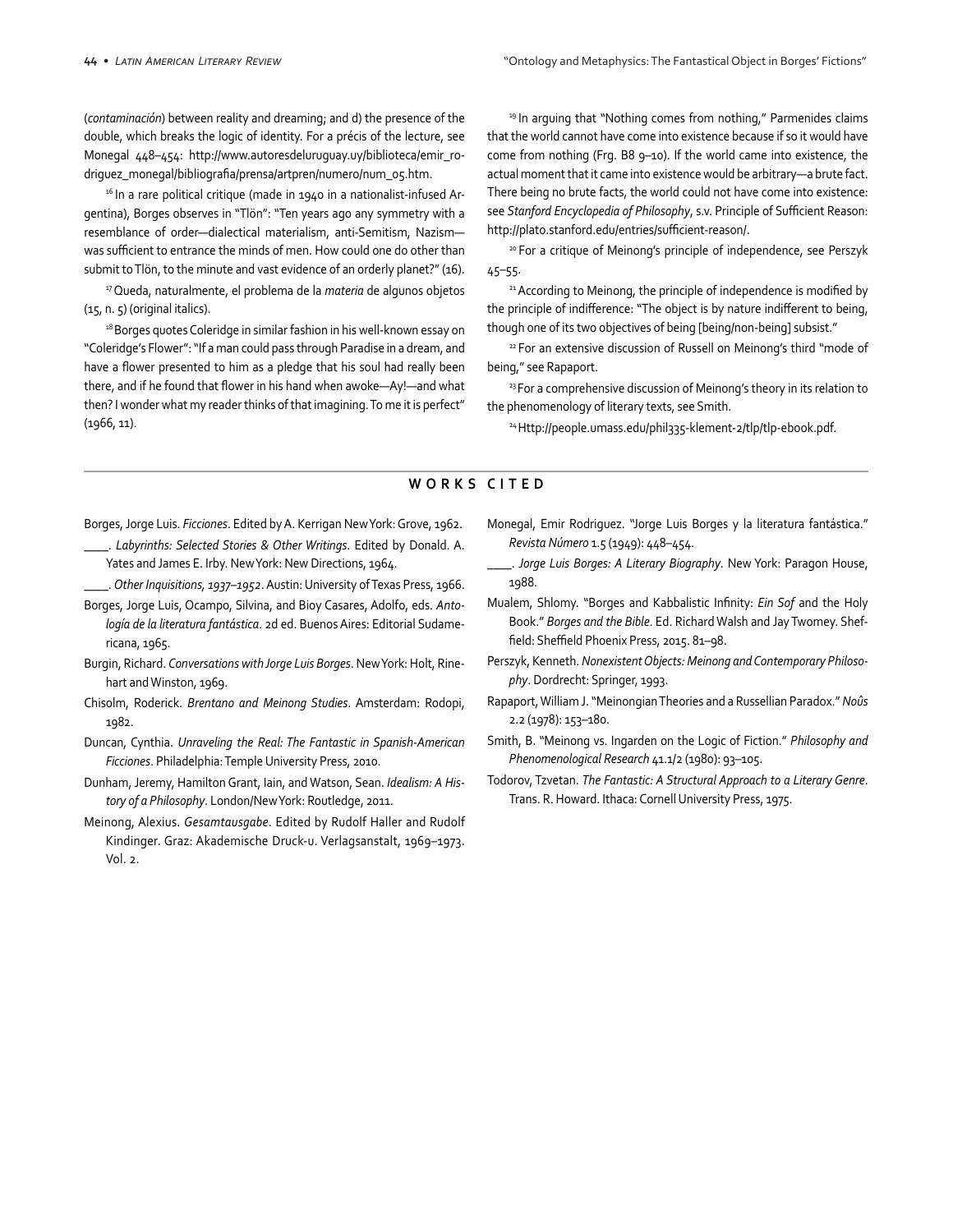(*contaminación*) between reality and dreaming; and d) the presence of the double, which breaks the logic of identity. For a précis of the lecture, see Monegal 448–454: http://www.autoresdeluruguay.uy/biblioteca/emir_rodriguez_monegal/bibliografia/prensa/artpren/numero/num_05.htm.

[16] In a rare political critique (made in 1940 in a nationalist-infused Argentina), Borges observes in "Tlön": "Ten years ago any symmetry with a resemblance of order—dialectical materialism, anti-Semitism, Nazism—was sufficient to entrance the minds of men. How could one do other than submit to Tlön, to the minute and vast evidence of an orderly planet?" (16).

[17] Queda, naturalmente, el problema de la *materia* de algunos objetos (15, n. 5) (original italics).

[18] Borges quotes Coleridge in similar fashion in his well-known essay on "Coleridge's Flower": "If a man could pass through Paradise in a dream, and have a flower presented to him as a pledge that his soul had really been there, and if he found that flower in his hand when awoke—Ay!—and what then? I wonder what my reader thinks of that imagining. To me it is perfect" (1966, 11).

[19] In arguing that "Nothing comes from nothing," Parmenides claims that the world cannot have come into existence because if so it would have come from nothing (Frg. B8 9–10). If the world came into existence, the actual moment that it came into existence would be arbitrary—a brute fact. There being no brute facts, the world could not have come into existence: see *Stanford Encyclopedia of Philosophy*, s.v. Principle of Sufficient Reason: http://plato.stanford.edu/entries/sufficient-reason/.

[20] For a critique of Meinong's principle of independence, see Perszyk 45–55.

[21] According to Meinong, the principle of independence is modified by the principle of indifference: "The object is by nature indifferent to being, though one of its two objectives of being [being/non-being] subsist."

[22] For an extensive discussion of Russell on Meinong's third "mode of being," see Rapaport.

[23] For a comprehensive discussion of Meinong's theory in its relation to the phenomenology of literary texts, see Smith.

[24] Http://people.umass.edu/phil335-klement-2/tlp/tlp-ebook.pdf.

## WORKS CITED

Borges, Jorge Luis. *Ficciones*. Edited by A. Kerrigan New York: Grove, 1962.

____. *Labyrinths: Selected Stories & Other Writings*. Edited by Donald. A. Yates and James E. Irby. New York: New Directions, 1964.

____. *Other Inquisitions, 1937–1952*. Austin: University of Texas Press, 1966.

Borges, Jorge Luis, Ocampo, Silvina, and Bioy Casares, Adolfo, eds. *Antología de la literatura fantástica*. 2d ed. Buenos Aires: Editorial Sudamericana, 1965.

Burgin, Richard. *Conversations with Jorge Luis Borges*. New York: Holt, Rinehart and Winston, 1969.

Chisolm, Roderick. *Brentano and Meinong Studies*. Amsterdam: Rodopi, 1982.

Duncan, Cynthia. *Unraveling the Real: The Fantastic in Spanish-American Ficciones*. Philadelphia: Temple University Press, 2010.

Dunham, Jeremy, Hamilton Grant, Iain, and Watson, Sean. *Idealism: A History of a Philosophy*. London/New York: Routledge, 2011.

Meinong, Alexius. *Gesamtausgabe*. Edited by Rudolf Haller and Rudolf Kindinger. Graz: Akademische Druck-u. Verlagsanstalt, 1969–1973. Vol. 2.

Monegal, Emir Rodriguez. "Jorge Luis Borges y la literatura fantástica." *Revista Número* 1.5 (1949): 448–454.

____. *Jorge Luis Borges: A Literary Biography*. New York: Paragon House, 1988.

Mualem, Shlomy. "Borges and Kabbalistic Infinity: *Ein Sof* and the Holy Book." *Borges and the Bible*. Ed. Richard Walsh and Jay Twomey. Sheffield: Sheffield Phoenix Press, 2015. 81–98.

Perszyk, Kenneth. *Nonexistent Objects: Meinong and Contemporary Philosophy*. Dordrecht: Springer, 1993.

Rapaport, William J. "Meinongian Theories and a Russellian Paradox." *Noûs* 2.2 (1978): 153–180.

Smith, B. "Meinong vs. Ingarden on the Logic of Fiction." *Philosophy and Phenomenological Research* 41.1/2 (1980): 93–105.

Todorov, Tzvetan. *The Fantastic: A Structural Approach to a Literary Genre*. Trans. R. Howard. Ithaca: Cornell University Press, 1975.